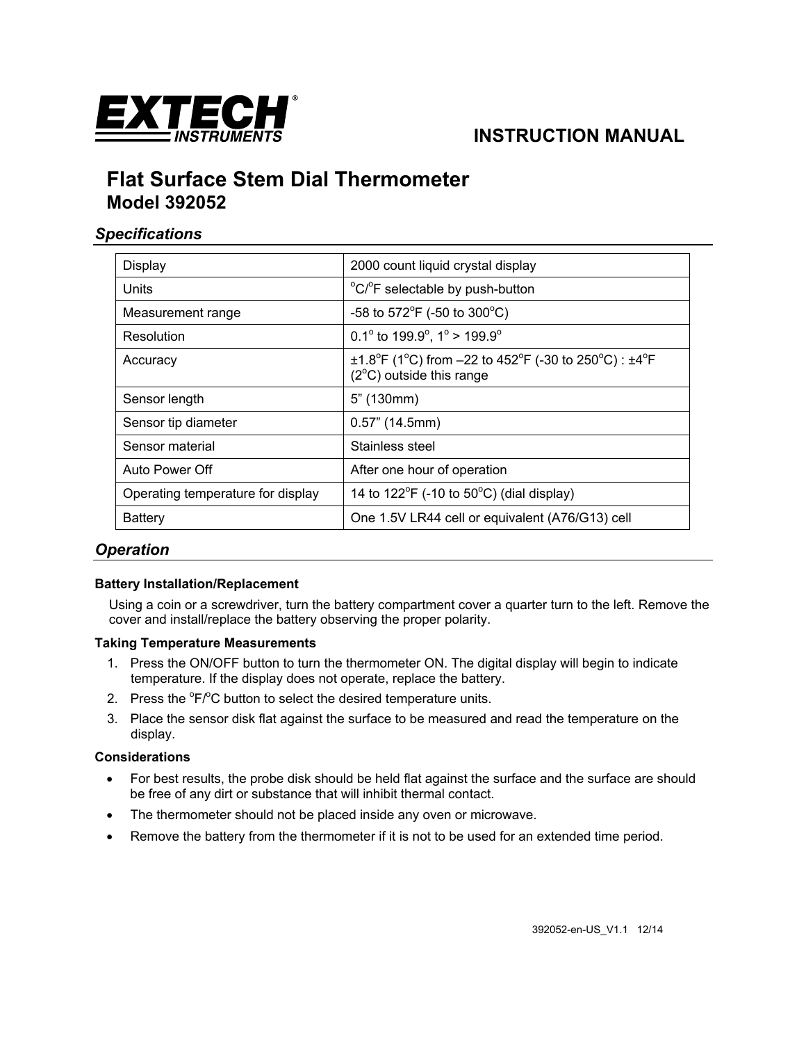# EXTECH INSTRUMENTS

## INSTRUCTION MANUAL

# Flat Surface Stem Dial Thermometer
## Model 392052

### *Specifications*

| | |
|---|---|
| Display | 2000 count liquid crystal display |
| Units | $^{o}$C/$^{o}$F selectable by push-button |
| Measurement range | -58 to 572$^{o}$F (-50 to 300$^{o}$C) |
| Resolution | 0.1$^{o}$ to 199.9$^{o}$, 1$^{o}$ > 199.9$^{o}$ |
| Accuracy | ±1.8$^{o}$F (1$^{o}$C) from –22 to 452$^{o}$F (-30 to 250$^{o}$C) : ±4$^{o}$F (2$^{o}$C) outside this range |
| Sensor length | 5" (130mm) |
| Sensor tip diameter | 0.57" (14.5mm) |
| Sensor material | Stainless steel |
| Auto Power Off | After one hour of operation |
| Operating temperature for display | 14 to 122$^{o}$F (-10 to 50$^{o}$C) (dial display) |
| Battery | One 1.5V LR44 cell or equivalent (A76/G13) cell |

### *Operation*

**Battery Installation/Replacement**

Using a coin or a screwdriver, turn the battery compartment cover a quarter turn to the left. Remove the cover and install/replace the battery observing the proper polarity.

**Taking Temperature Measurements**

1. Press the ON/OFF button to turn the thermometer ON. The digital display will begin to indicate temperature. If the display does not operate, replace the battery.
2. Press the $^{o}$F/$^{o}$C button to select the desired temperature units.
3. Place the sensor disk flat against the surface to be measured and read the temperature on the display.

**Considerations**

- For best results, the probe disk should be held flat against the surface and the surface are should be free of any dirt or substance that will inhibit thermal contact.
- The thermometer should not be placed inside any oven or microwave.
- Remove the battery from the thermometer if it is not to be used for an extended time period.

392052-en-US_V1.1 12/14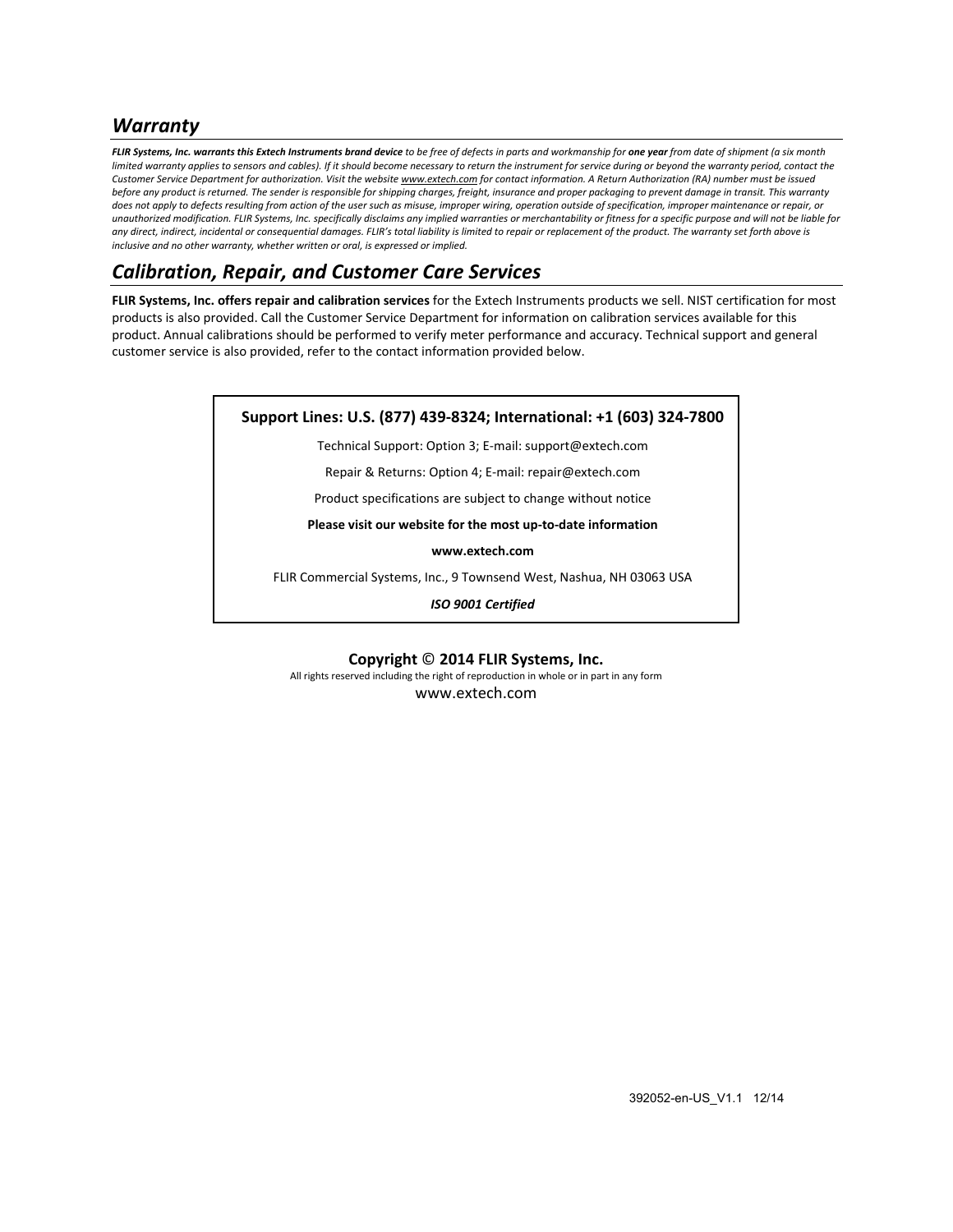## *Warranty*

***FLIR Systems, Inc. warrants this Extech Instruments brand device** to be free of defects in parts and workmanship for **one year** from date of shipment (a six month limited warranty applies to sensors and cables). If it should become necessary to return the instrument for service during or beyond the warranty period, contact the Customer Service Department for authorization. Visit the website www.extech.com for contact information. A Return Authorization (RA) number must be issued before any product is returned. The sender is responsible for shipping charges, freight, insurance and proper packaging to prevent damage in transit. This warranty does not apply to defects resulting from action of the user such as misuse, improper wiring, operation outside of specification, improper maintenance or repair, or unauthorized modification. FLIR Systems, Inc. specifically disclaims any implied warranties or merchantability or fitness for a specific purpose and will not be liable for any direct, indirect, incidental or consequential damages. FLIR's total liability is limited to repair or replacement of the product. The warranty set forth above is inclusive and no other warranty, whether written or oral, is expressed or implied.*

## *Calibration, Repair, and Customer Care Services*

**FLIR Systems, Inc. offers repair and calibration services** for the Extech Instruments products we sell. NIST certification for most products is also provided. Call the Customer Service Department for information on calibration services available for this product. Annual calibrations should be performed to verify meter performance and accuracy. Technical support and general customer service is also provided, refer to the contact information provided below.

**Support Lines: U.S. (877) 439-8324; International: +1 (603) 324-7800**

Technical Support: Option 3; E-mail: support@extech.com

Repair & Returns: Option 4; E-mail: repair@extech.com

Product specifications are subject to change without notice

**Please visit our website for the most up-to-date information**

**www.extech.com**

FLIR Commercial Systems, Inc., 9 Townsend West, Nashua, NH 03063 USA

***ISO 9001 Certified***

**Copyright © 2014 FLIR Systems, Inc.**

All rights reserved including the right of reproduction in whole or in part in any form

www.extech.com

392052-en-US_V1.1 12/14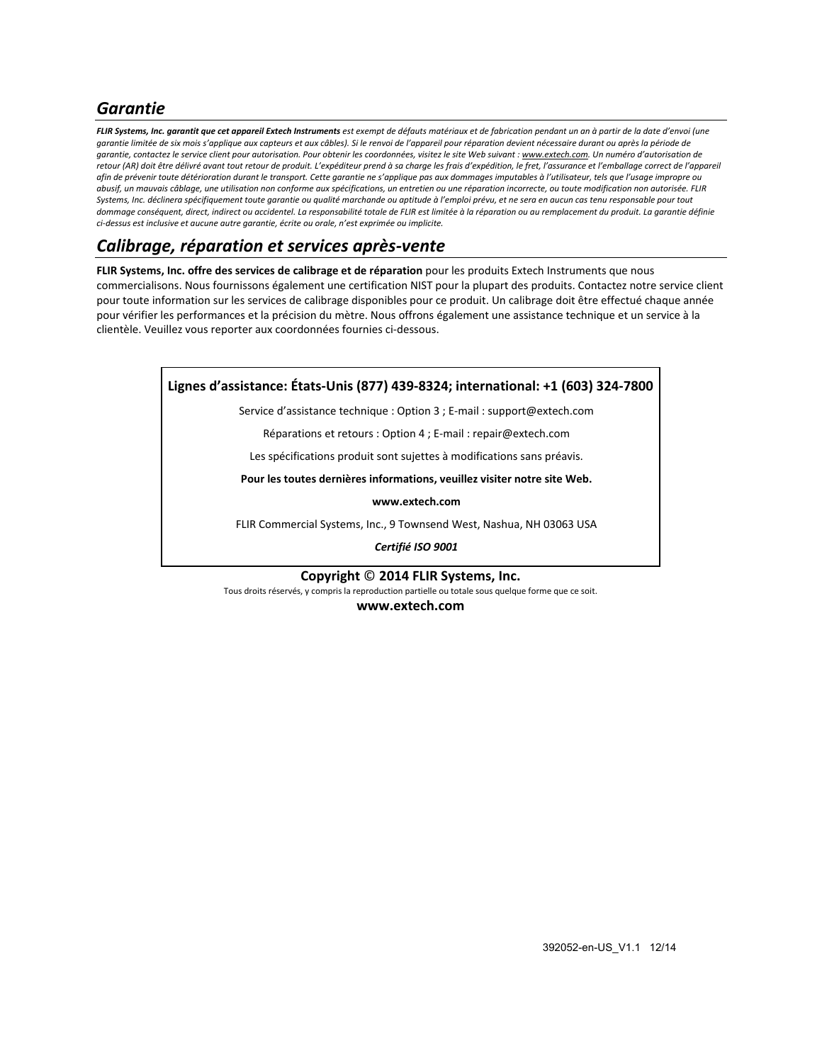## *Garantie*

***FLIR Systems, Inc. garantit que cet appareil Extech Instruments*** *est exempt de défauts matériaux et de fabrication pendant un an à partir de la date d'envoi (une garantie limitée de six mois s'applique aux capteurs et aux câbles). Si le renvoi de l'appareil pour réparation devient nécessaire durant ou après la période de garantie, contactez le service client pour autorisation. Pour obtenir les coordonnées, visitez le site Web suivant : www.extech.com. Un numéro d'autorisation de retour (AR) doit être délivré avant tout retour de produit. L'expéditeur prend à sa charge les frais d'expédition, le fret, l'assurance et l'emballage correct de l'appareil afin de prévenir toute détérioration durant le transport. Cette garantie ne s'applique pas aux dommages imputables à l'utilisateur, tels que l'usage impropre ou abusif, un mauvais câblage, une utilisation non conforme aux spécifications, un entretien ou une réparation incorrecte, ou toute modification non autorisée. FLIR Systems, Inc. déclinera spécifiquement toute garantie ou qualité marchande ou aptitude à l'emploi prévu, et ne sera en aucun cas tenu responsable pour tout dommage conséquent, direct, indirect ou accidentel. La responsabilité totale de FLIR est limitée à la réparation ou au remplacement du produit. La garantie définie ci-dessus est inclusive et aucune autre garantie, écrite ou orale, n'est exprimée ou implicite.*

## *Calibrage, réparation et services après-vente*

**FLIR Systems, Inc. offre des services de calibrage et de réparation** pour les produits Extech Instruments que nous commercialisons. Nous fournissons également une certification NIST pour la plupart des produits. Contactez notre service client pour toute information sur les services de calibrage disponibles pour ce produit. Un calibrage doit être effectué chaque année pour vérifier les performances et la précision du mètre. Nous offrons également une assistance technique et un service à la clientèle. Veuillez vous reporter aux coordonnées fournies ci-dessous.

**Lignes d'assistance: États-Unis (877) 439-8324; international: +1 (603) 324-7800**

Service d'assistance technique : Option 3 ; E-mail : support@extech.com

Réparations et retours : Option 4 ; E-mail : repair@extech.com

Les spécifications produit sont sujettes à modifications sans préavis.

**Pour les toutes dernières informations, veuillez visiter notre site Web.**

**www.extech.com**

FLIR Commercial Systems, Inc., 9 Townsend West, Nashua, NH 03063 USA

***Certifié ISO 9001***

**Copyright © 2014 FLIR Systems, Inc.**

Tous droits réservés, y compris la reproduction partielle ou totale sous quelque forme que ce soit.

**www.extech.com**

392052-en-US_V1.1 12/14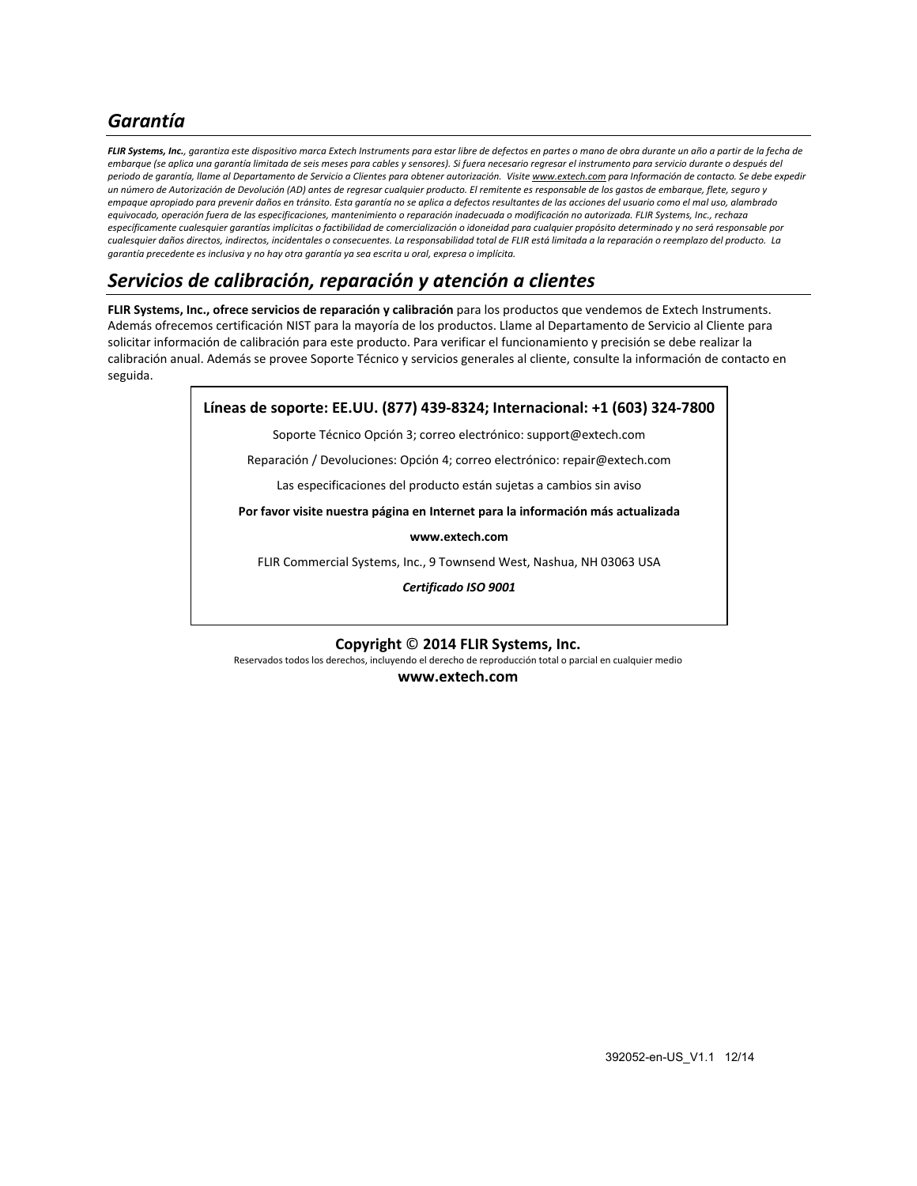## *Garantía*

***FLIR Systems, Inc.**, garantiza este dispositivo marca Extech Instruments para estar libre de defectos en partes o mano de obra durante un año a partir de la fecha de embarque (se aplica una garantía limitada de seis meses para cables y sensores). Si fuera necesario regresar el instrumento para servicio durante o después del periodo de garantía, llame al Departamento de Servicio a Clientes para obtener autorización. Visite www.extech.com para Información de contacto. Se debe expedir un número de Autorización de Devolución (AD) antes de regresar cualquier producto. El remitente es responsable de los gastos de embarque, flete, seguro y empaque apropiado para prevenir daños en tránsito. Esta garantía no se aplica a defectos resultantes de las acciones del usuario como el mal uso, alambrado equivocado, operación fuera de las especificaciones, mantenimiento o reparación inadecuada o modificación no autorizada. FLIR Systems, Inc., rechaza específicamente cualesquier garantías implícitas o factibilidad de comercialización o idoneidad para cualquier propósito determinado y no será responsable por cualesquier daños directos, indirectos, incidentales o consecuentes. La responsabilidad total de FLIR está limitada a la reparación o reemplazo del producto. La garantía precedente es inclusiva y no hay otra garantía ya sea escrita u oral, expresa o implícita.*

## *Servicios de calibración, reparación y atención a clientes*

**FLIR Systems, Inc., ofrece servicios de reparación y calibración** para los productos que vendemos de Extech Instruments. Además ofrecemos certificación NIST para la mayoría de los productos. Llame al Departamento de Servicio al Cliente para solicitar información de calibración para este producto. Para verificar el funcionamiento y precisión se debe realizar la calibración anual. Además se provee Soporte Técnico y servicios generales al cliente, consulte la información de contacto en seguida.

**Líneas de soporte: EE.UU. (877) 439-8324; Internacional: +1 (603) 324-7800**

Soporte Técnico Opción 3; correo electrónico: support@extech.com

Reparación / Devoluciones: Opción 4; correo electrónico: repair@extech.com

Las especificaciones del producto están sujetas a cambios sin aviso

**Por favor visite nuestra página en Internet para la información más actualizada**

**www.extech.com**

FLIR Commercial Systems, Inc., 9 Townsend West, Nashua, NH 03063 USA

***Certificado ISO 9001***

**Copyright © 2014 FLIR Systems, Inc.**

Reservados todos los derechos, incluyendo el derecho de reproducción total o parcial en cualquier medio

**www.extech.com**

392052-en-US_V1.1 12/14